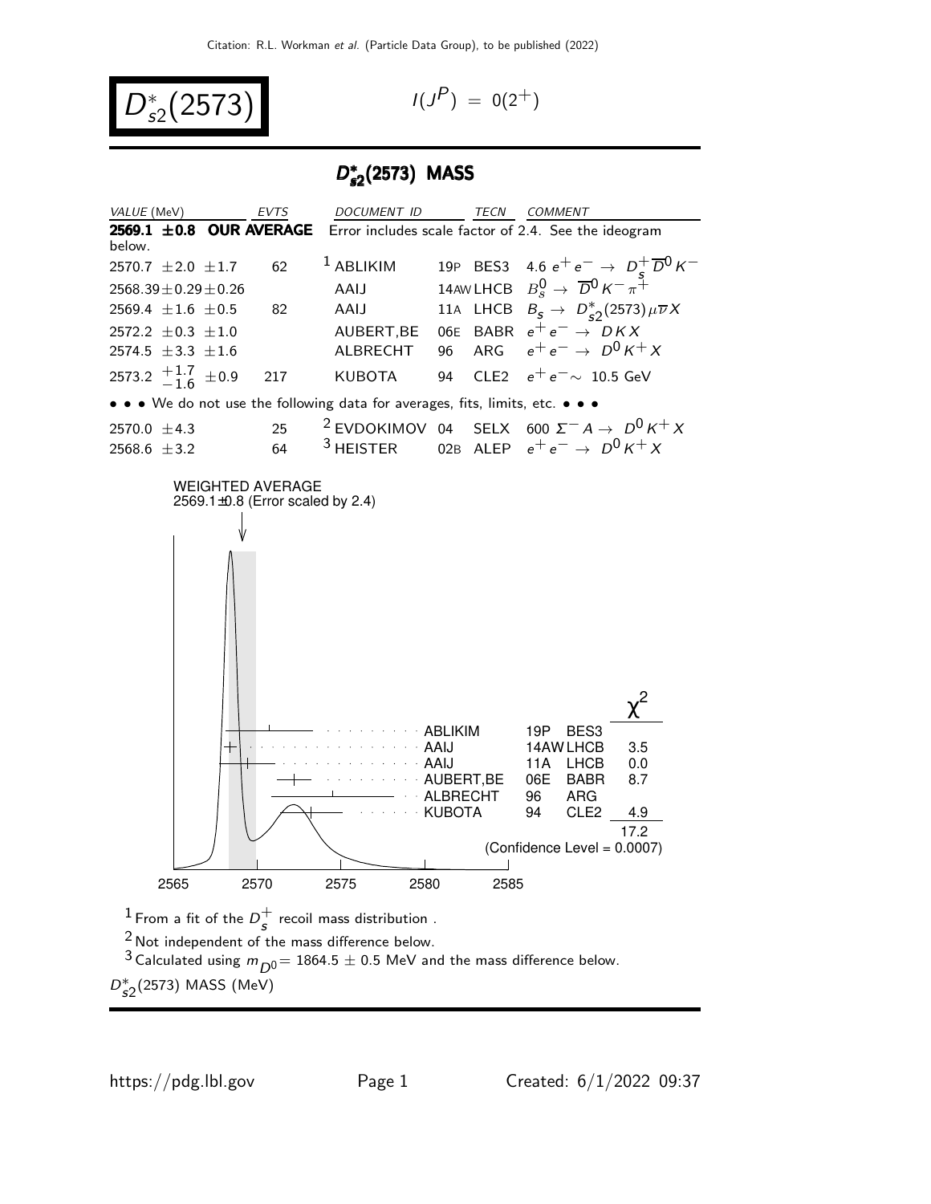Citation: R.L. Workman et al. (Particle Data Group), to be published (2022)

# $D^*_{s2}(2573)$

$I(J^P) = 0(2^+)$

## $D^*_{s2}(2573)$ MASS

| VALUE (MeV) | EVTS | DOCUMENT ID | | TECN | COMMENT |
|---|---|---|---|---|---|
| **2569.1 ±0.8 OUR AVERAGE** | | Error includes scale factor of 2.4. See the ideogram below. | | | |
| 2570.7 ±2.0 ±1.7 | 62 | [1] ABLIKIM | 19P | BES3 | 4.6 $e^+e^- \to D_s^+ \overline{D}^0 K^-$ |
| 2568.39±0.29±0.26 | | AAIJ | 14AW | LHCB | $B_s^0 \to \overline{D}^0 K^- \pi^+$ |
| 2569.4 ±1.6 ±0.5 | 82 | AAIJ | 11A | LHCB | $B_s \to D^*_{s2}(2573) \mu \overline{\nu} X$ |
| 2572.2 ±0.3 ±1.0 | | AUBERT,BE | 06E | BABR | $e^+e^- \to D K X$ |
| 2574.5 ±3.3 ±1.6 | | ALBRECHT | 96 | ARG | $e^+e^- \to D^0 K^+ X$ |
| 2573.2 $^{+1.7}_{-1.6}$ ±0.9 | 217 | KUBOTA | 94 | CLE2 | $e^+e^- \sim$ 10.5 GeV |
| • • • We do not use the following data for averages, fits, limits, etc. • • • | | | | | |
| 2570.0 ±4.3 | 25 | [2] EVDOKIMOV | 04 | SELX | 600 $\Sigma^- A \to D^0 K^+ X$ |
| 2568.6 ±3.2 | 64 | [3] HEISTER | 02B | ALEP | $e^+e^- \to D^0 K^+ X$ |

WEIGHTED AVERAGE
2569.1±0.8 (Error scaled by 2.4)

| | | | $\chi^2$ |
|---|---|---|---|
| ABLIKIM | 19P | BES3 | |
| AAIJ | 14AW | LHCB | 3.5 |
| AAIJ | 11A | LHCB | 0.0 |
| AUBERT,BE | 06E | BABR | 8.7 |
| ALBRECHT | 96 | ARG | |
| KUBOTA | 94 | CLE2 | 4.9 |
| | | | 17.2 |

(Confidence Level = 0.0007)

2565 2570 2575 2580 2585

$D^*_{s2}(2573)$ MASS (MeV)

[1] From a fit of the $D_s^+$ recoil mass distribution .

[2] Not independent of the mass difference below.

[3] Calculated using $m_{D^0} = 1864.5 \pm 0.5$ MeV and the mass difference below.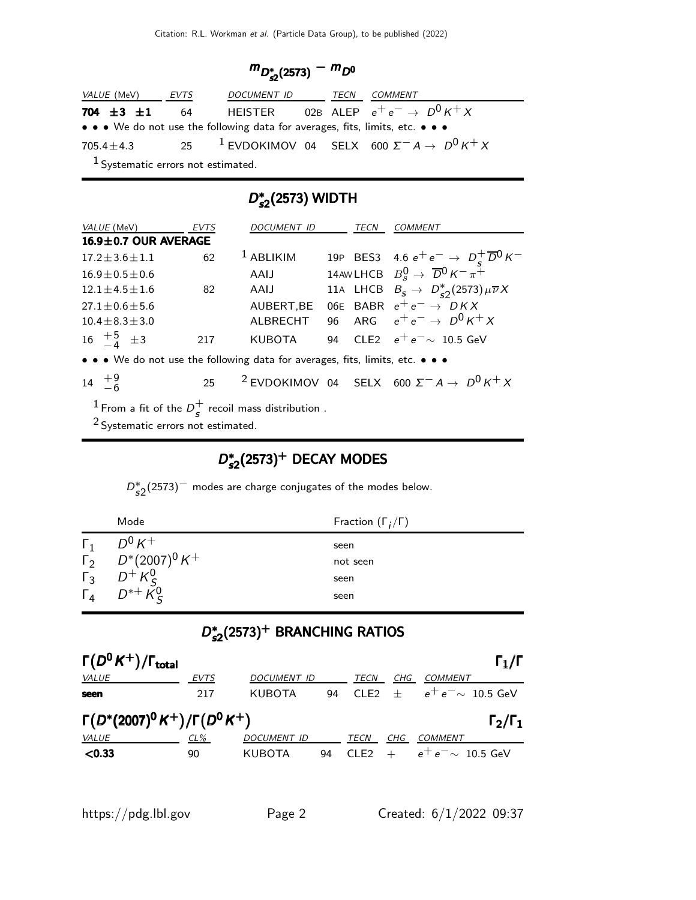## $m_{D_{s2}^*(2573)} - m_{D^0}$

| VALUE (MeV) | EVTS | DOCUMENT ID | | TECN | COMMENT |
|---|---|---|---|---|---|
| **704 ±3 ±1** | 64 | HEISTER | 02B | ALEP | $e^+e^- \rightarrow D^0 K^+ X$ |
| • • • We do not use the following data for averages, fits, limits, etc. • • • | | | | | |
| 705.4±4.3 | 25 | [1] EVDOKIMOV | 04 | SELX | 600 $\Sigma^- A \rightarrow D^0 K^+ X$ |

[1] Systematic errors not estimated.

## $D_{s2}^*(2573)$ WIDTH

| VALUE (MeV) | EVTS | DOCUMENT ID | | TECN | COMMENT |
|---|---|---|---|---|---|
| **16.9±0.7 OUR AVERAGE** | | | | | |
| 17.2±3.6±1.1 | 62 | [1] ABLIKIM | 19P | BES3 | 4.6 $e^+e^- \rightarrow D_s^+ \overline{D}^0 K^-$ |
| 16.9±0.5±0.6 | | AAIJ | 14AW | LHCB | $B_s^0 \rightarrow \overline{D}^0 K^- \pi^+$ |
| 12.1±4.5±1.6 | 82 | AAIJ | 11A | LHCB | $B_s \rightarrow D_{s2}^*(2573) \mu \overline{\nu} X$ |
| 27.1±0.6±5.6 | | AUBERT,BE | 06E | BABR | $e^+e^- \rightarrow D K X$ |
| 10.4±8.3±3.0 | | ALBRECHT | 96 | ARG | $e^+e^- \rightarrow D^0 K^+ X$ |
| 16 $^{+5}_{-4}$ ±3 | 217 | KUBOTA | 94 | CLE2 | $e^+e^- \sim$ 10.5 GeV |
| • • • We do not use the following data for averages, fits, limits, etc. • • • | | | | | |
| 14 $^{+9}_{-6}$ | 25 | [2] EVDOKIMOV | 04 | SELX | 600 $\Sigma^- A \rightarrow D^0 K^+ X$ |

[1] From a fit of the $D_s^+$ recoil mass distribution .

[2] Systematic errors not estimated.

## $D_{s2}^*(2573)^+$ DECAY MODES

$D_{s2}^*(2573)^-$ modes are charge conjugates of the modes below.

| | Mode | Fraction ($\Gamma_i/\Gamma$) |
|---|---|---|
| $\Gamma_1$ | $D^0 K^+$ | seen |
| $\Gamma_2$ | $D^*(2007)^0 K^+$ | not seen |
| $\Gamma_3$ | $D^+ K_S^0$ | seen |
| $\Gamma_4$ | $D^{*+} K_S^0$ | seen |

## $D_{s2}^*(2573)^+$ BRANCHING RATIOS

### $\Gamma(D^0 K^+)/\Gamma_{\text{total}}$ $\qquad \Gamma_1/\Gamma$

| VALUE | EVTS | DOCUMENT ID | | TECN | CHG | COMMENT |
|---|---|---|---|---|---|---|
| **seen** | 217 | KUBOTA | 94 | CLE2 | ± | $e^+e^- \sim$ 10.5 GeV |

### $\Gamma(D^*(2007)^0 K^+)/\Gamma(D^0 K^+)$ $\qquad \Gamma_2/\Gamma_1$

| VALUE | CL% | DOCUMENT ID | | TECN | CHG | COMMENT |
|---|---|---|---|---|---|---|
| **<0.33** | 90 | KUBOTA | 94 | CLE2 | + | $e^+e^- \sim$ 10.5 GeV |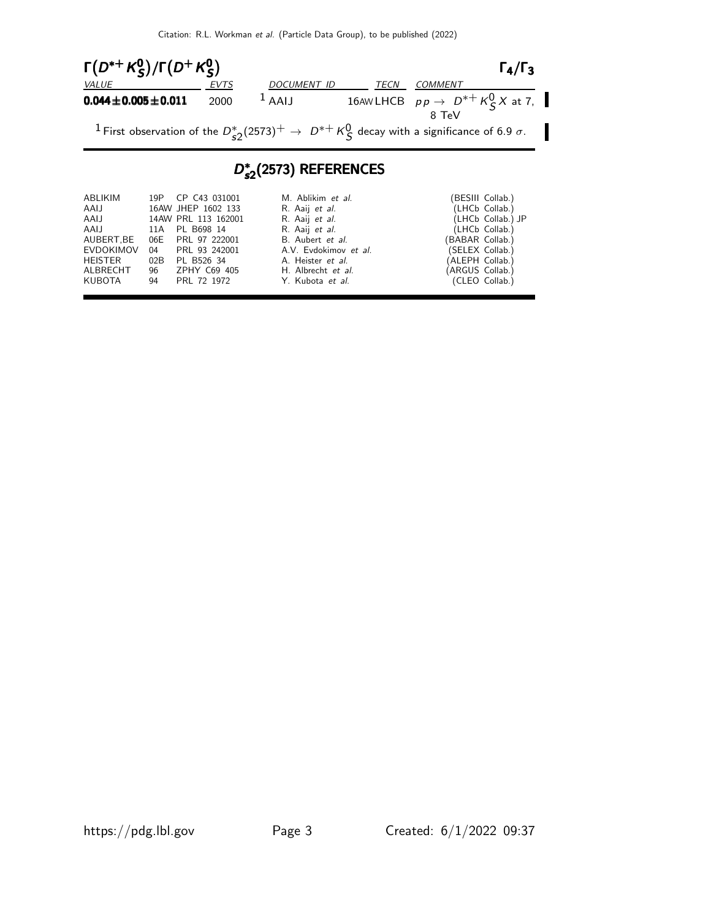### $\Gamma(D^{*+}K^0_S)/\Gamma(D^+K^0_S)$ — $\Gamma_4/\Gamma_3$

| VALUE | EVTS | DOCUMENT ID | | TECN | COMMENT |
|---|---|---|---|---|---|
| **0.044±0.005±0.011** | 2000 | [1] AAIJ | 16AW | LHCB | $pp \to D^{*+}K^0_S X$ at 7, 8 TeV |

[1] First observation of the $D^*_{s2}(2573)^+ \to D^{*+}K^0_S$ decay with a significance of 6.9 $\sigma$.

## $D^*_{s2}(2573)$ REFERENCES

| | | | | |
|---|---|---|---|---|
| ABLIKIM | 19P | CP C43 031001 | M. Ablikim *et al.* | (BESIII Collab.) |
| AAIJ | 16AW | JHEP 1602 133 | R. Aaij *et al.* | (LHCb Collab.) |
| AAIJ | 14AW | PRL 113 162001 | R. Aaij *et al.* | (LHCb Collab.) JP |
| AAIJ | 11A | PL B698 14 | R. Aaij *et al.* | (LHCb Collab.) |
| AUBERT,BE | 06E | PRL 97 222001 | B. Aubert *et al.* | (BABAR Collab.) |
| EVDOKIMOV | 04 | PRL 93 242001 | A.V. Evdokimov *et al.* | (SELEX Collab.) |
| HEISTER | 02B | PL B526 34 | A. Heister *et al.* | (ALEPH Collab.) |
| ALBRECHT | 96 | ZPHY C69 405 | H. Albrecht *et al.* | (ARGUS Collab.) |
| KUBOTA | 94 | PRL 72 1972 | Y. Kubota *et al.* | (CLEO Collab.) |